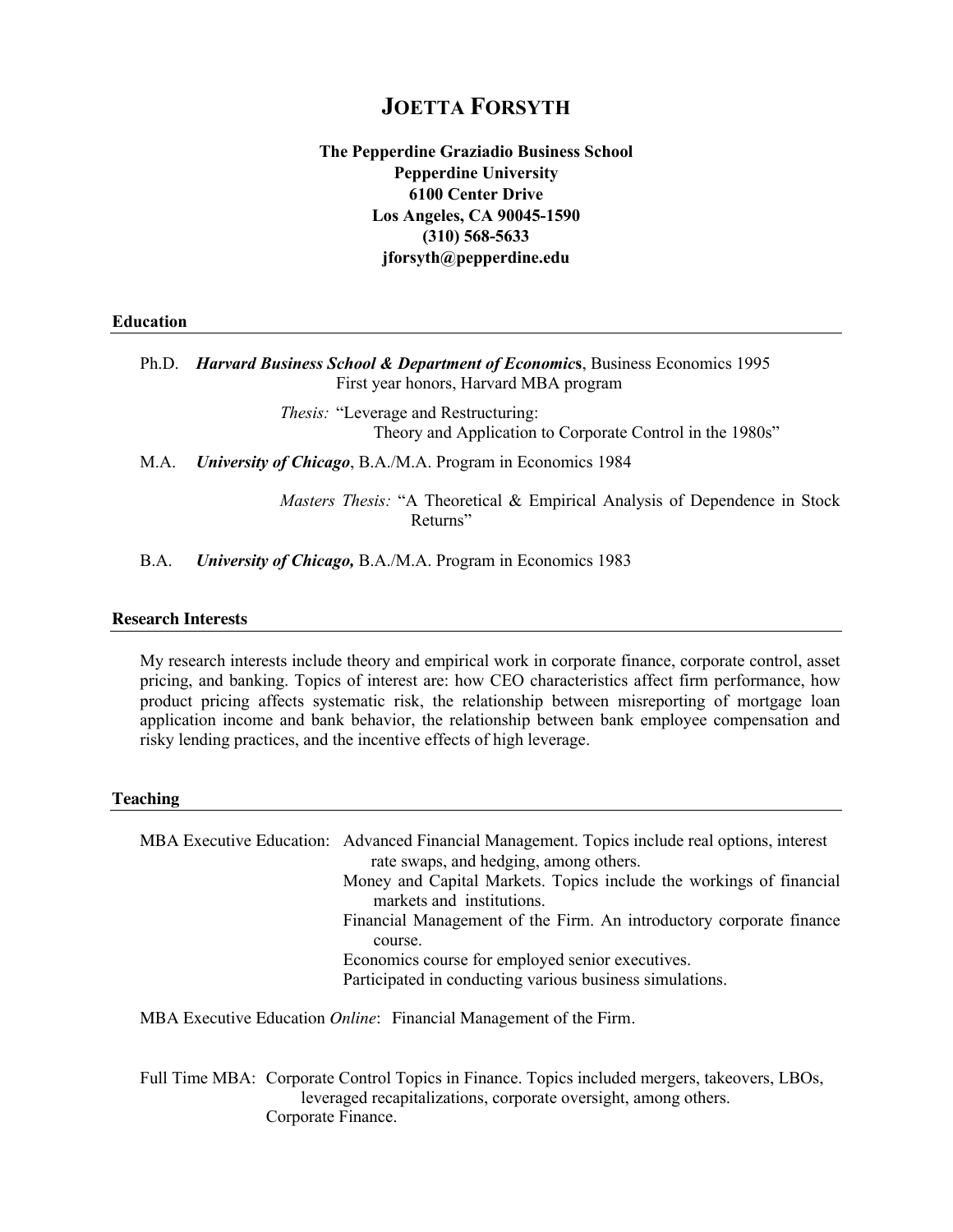# JOETTA FORSYTH

**The Pepperdine Graziadio Business School**
**Pepperdine University**
**6100 Center Drive**
**Los Angeles, CA 90045-1590**
**(310) 568-5633**
**jforsyth@pepperdine.edu**

## Education

Ph.D. ***Harvard Business School & Department of Economics***, Business Economics 1995
First year honors, Harvard MBA program

*Thesis:* "Leverage and Restructuring: Theory and Application to Corporate Control in the 1980s"

M.A. ***University of Chicago***, B.A./M.A. Program in Economics 1984

*Masters Thesis:* "A Theoretical & Empirical Analysis of Dependence in Stock Returns"

B.A. ***University of Chicago,*** B.A./M.A. Program in Economics 1983

## Research Interests

My research interests include theory and empirical work in corporate finance, corporate control, asset pricing, and banking. Topics of interest are: how CEO characteristics affect firm performance, how product pricing affects systematic risk, the relationship between misreporting of mortgage loan application income and bank behavior, the relationship between bank employee compensation and risky lending practices, and the incentive effects of high leverage.

## Teaching

MBA Executive Education: Advanced Financial Management. Topics include real options, interest rate swaps, and hedging, among others.
Money and Capital Markets. Topics include the workings of financial markets and institutions.
Financial Management of the Firm. An introductory corporate finance course.
Economics course for employed senior executives.
Participated in conducting various business simulations.

MBA Executive Education *Online*: Financial Management of the Firm.

Full Time MBA: Corporate Control Topics in Finance. Topics included mergers, takeovers, LBOs, leveraged recapitalizations, corporate oversight, among others.
Corporate Finance.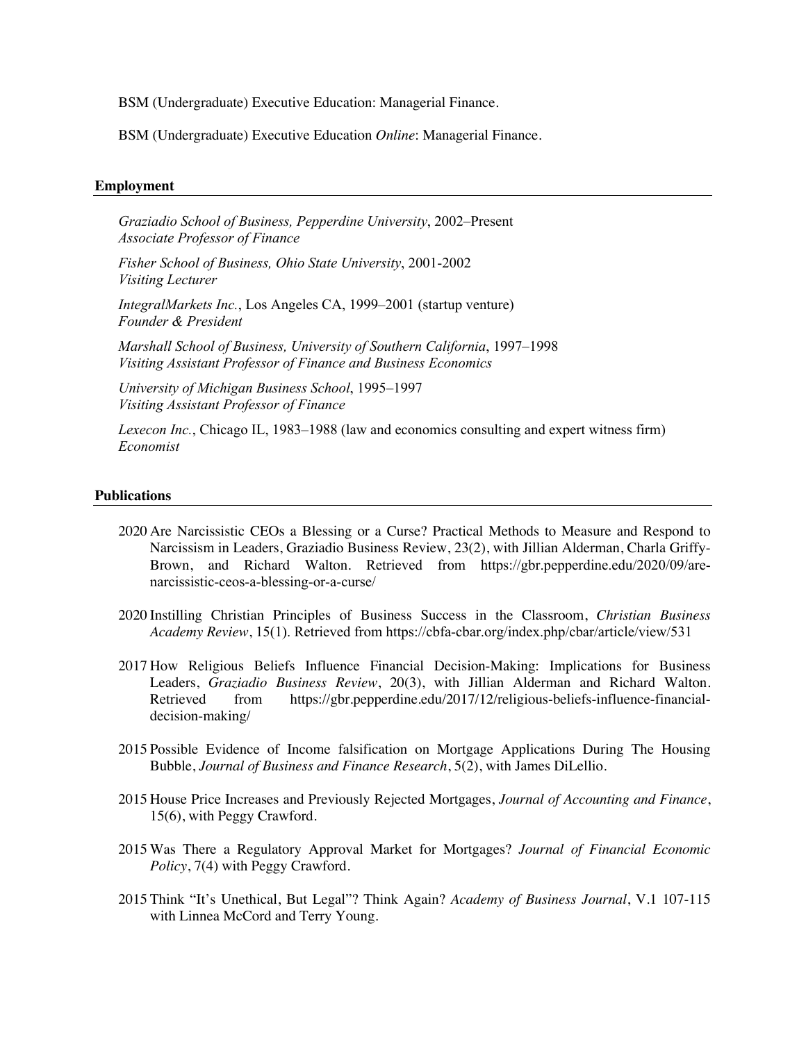BSM (Undergraduate) Executive Education: Managerial Finance.

BSM (Undergraduate) Executive Education *Online*: Managerial Finance.

## Employment

*Graziadio School of Business, Pepperdine University*, 2002–Present
*Associate Professor of Finance*

*Fisher School of Business, Ohio State University*, 2001-2002
*Visiting Lecturer*

*IntegralMarkets Inc.*, Los Angeles CA, 1999–2001 (startup venture)
*Founder & President*

*Marshall School of Business, University of Southern California*, 1997–1998
*Visiting Assistant Professor of Finance and Business Economics*

*University of Michigan Business School*, 1995–1997
*Visiting Assistant Professor of Finance*

*Lexecon Inc.*, Chicago IL, 1983–1988 (law and economics consulting and expert witness firm)
*Economist*

## Publications

2020 Are Narcissistic CEOs a Blessing or a Curse? Practical Methods to Measure and Respond to Narcissism in Leaders, Graziadio Business Review, 23(2), with Jillian Alderman, Charla Griffy-Brown, and Richard Walton. Retrieved from https://gbr.pepperdine.edu/2020/09/are-narcissistic-ceos-a-blessing-or-a-curse/

2020 Instilling Christian Principles of Business Success in the Classroom, *Christian Business Academy Review*, 15(1). Retrieved from https://cbfa-cbar.org/index.php/cbar/article/view/531

2017 How Religious Beliefs Influence Financial Decision-Making: Implications for Business Leaders, *Graziadio Business Review*, 20(3), with Jillian Alderman and Richard Walton. Retrieved from https://gbr.pepperdine.edu/2017/12/religious-beliefs-influence-financial-decision-making/

2015 Possible Evidence of Income falsification on Mortgage Applications During The Housing Bubble, *Journal of Business and Finance Research*, 5(2), with James DiLellio.

2015 House Price Increases and Previously Rejected Mortgages, *Journal of Accounting and Finance*, 15(6), with Peggy Crawford.

2015 Was There a Regulatory Approval Market for Mortgages? *Journal of Financial Economic Policy*, 7(4) with Peggy Crawford.

2015 Think "It's Unethical, But Legal"? Think Again? *Academy of Business Journal*, V.1 107-115 with Linnea McCord and Terry Young.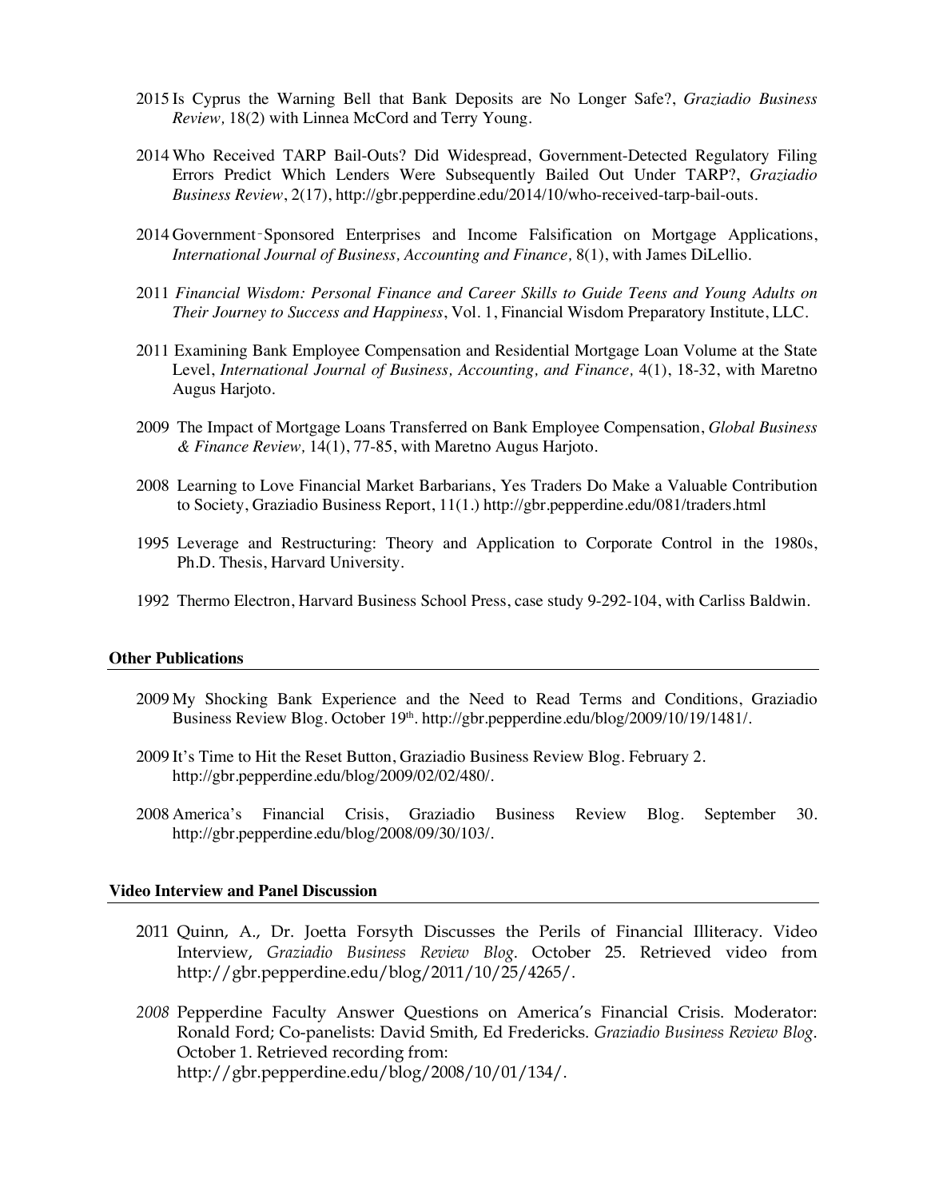2015 Is Cyprus the Warning Bell that Bank Deposits are No Longer Safe?, *Graziadio Business Review,* 18(2) with Linnea McCord and Terry Young.

2014 Who Received TARP Bail-Outs? Did Widespread, Government-Detected Regulatory Filing Errors Predict Which Lenders Were Subsequently Bailed Out Under TARP?, *Graziadio Business Review*, 2(17), http://gbr.pepperdine.edu/2014/10/who-received-tarp-bail-outs.

2014 Government‑Sponsored Enterprises and Income Falsification on Mortgage Applications, *International Journal of Business, Accounting and Finance,* 8(1), with James DiLellio.

2011 *Financial Wisdom: Personal Finance and Career Skills to Guide Teens and Young Adults on Their Journey to Success and Happiness*, Vol. 1, Financial Wisdom Preparatory Institute, LLC.

2011 Examining Bank Employee Compensation and Residential Mortgage Loan Volume at the State Level, *International Journal of Business, Accounting, and Finance,* 4(1), 18-32, with Maretno Augus Harjoto.

2009 The Impact of Mortgage Loans Transferred on Bank Employee Compensation, *Global Business & Finance Review,* 14(1), 77-85, with Maretno Augus Harjoto.

2008 Learning to Love Financial Market Barbarians, Yes Traders Do Make a Valuable Contribution to Society, Graziadio Business Report, 11(1.) http://gbr.pepperdine.edu/081/traders.html

1995 Leverage and Restructuring: Theory and Application to Corporate Control in the 1980s, Ph.D. Thesis, Harvard University.

1992 Thermo Electron, Harvard Business School Press, case study 9-292-104, with Carliss Baldwin.

**Other Publications**

2009 My Shocking Bank Experience and the Need to Read Terms and Conditions, Graziadio Business Review Blog. October 19th. http://gbr.pepperdine.edu/blog/2009/10/19/1481/.

2009 It's Time to Hit the Reset Button, Graziadio Business Review Blog. February 2. http://gbr.pepperdine.edu/blog/2009/02/02/480/.

2008 America's Financial Crisis, Graziadio Business Review Blog. September 30. http://gbr.pepperdine.edu/blog/2008/09/30/103/.

**Video Interview and Panel Discussion**

2011 Quinn, A., Dr. Joetta Forsyth Discusses the Perils of Financial Illiteracy. Video Interview, *Graziadio Business Review Blog.* October 25. Retrieved video from http://gbr.pepperdine.edu/blog/2011/10/25/4265/.

*2008* Pepperdine Faculty Answer Questions on America's Financial Crisis. Moderator: Ronald Ford; Co-panelists: David Smith, Ed Fredericks. *Graziadio Business Review Blog.* October 1. Retrieved recording from: http://gbr.pepperdine.edu/blog/2008/10/01/134/.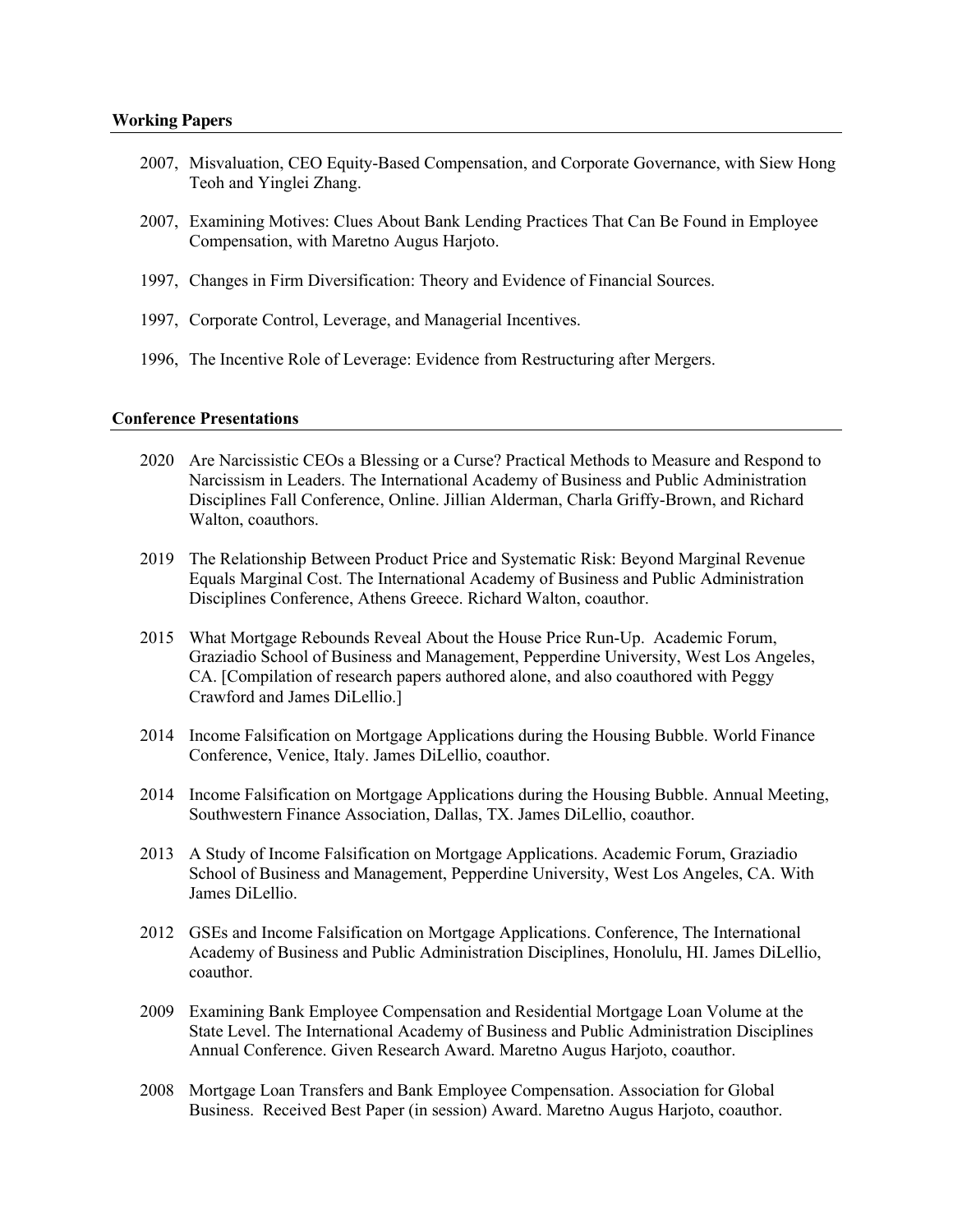**Working Papers**

2007, Misvaluation, CEO Equity-Based Compensation, and Corporate Governance, with Siew Hong Teoh and Yinglei Zhang.

2007, Examining Motives: Clues About Bank Lending Practices That Can Be Found in Employee Compensation, with Maretno Augus Harjoto.

1997, Changes in Firm Diversification: Theory and Evidence of Financial Sources.

1997, Corporate Control, Leverage, and Managerial Incentives.

1996, The Incentive Role of Leverage: Evidence from Restructuring after Mergers.

**Conference Presentations**

2020 Are Narcissistic CEOs a Blessing or a Curse? Practical Methods to Measure and Respond to Narcissism in Leaders. The International Academy of Business and Public Administration Disciplines Fall Conference, Online. Jillian Alderman, Charla Griffy-Brown, and Richard Walton, coauthors.

2019 The Relationship Between Product Price and Systematic Risk: Beyond Marginal Revenue Equals Marginal Cost. The International Academy of Business and Public Administration Disciplines Conference, Athens Greece. Richard Walton, coauthor.

2015 What Mortgage Rebounds Reveal About the House Price Run-Up. Academic Forum, Graziadio School of Business and Management, Pepperdine University, West Los Angeles, CA. [Compilation of research papers authored alone, and also coauthored with Peggy Crawford and James DiLellio.]

2014 Income Falsification on Mortgage Applications during the Housing Bubble. World Finance Conference, Venice, Italy. James DiLellio, coauthor.

2014 Income Falsification on Mortgage Applications during the Housing Bubble. Annual Meeting, Southwestern Finance Association, Dallas, TX. James DiLellio, coauthor.

2013 A Study of Income Falsification on Mortgage Applications. Academic Forum, Graziadio School of Business and Management, Pepperdine University, West Los Angeles, CA. With James DiLellio.

2012 GSEs and Income Falsification on Mortgage Applications. Conference, The International Academy of Business and Public Administration Disciplines, Honolulu, HI. James DiLellio, coauthor.

2009 Examining Bank Employee Compensation and Residential Mortgage Loan Volume at the State Level. The International Academy of Business and Public Administration Disciplines Annual Conference. Given Research Award. Maretno Augus Harjoto, coauthor.

2008 Mortgage Loan Transfers and Bank Employee Compensation. Association for Global Business. Received Best Paper (in session) Award. Maretno Augus Harjoto, coauthor.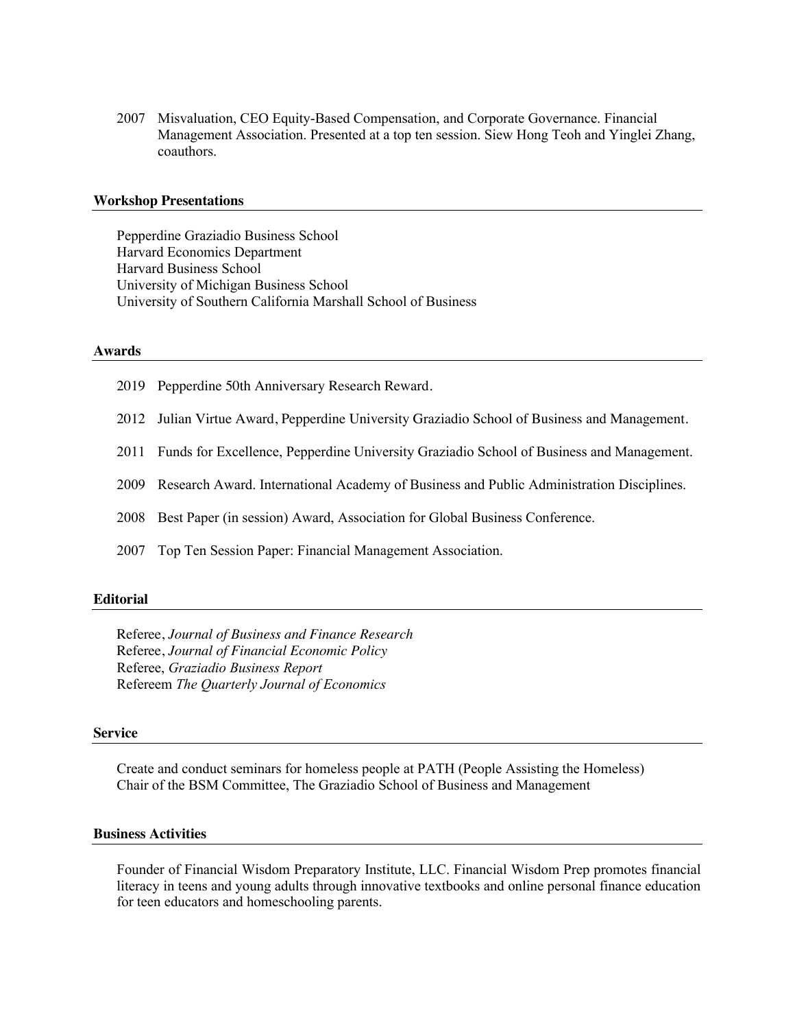2007 Misvaluation, CEO Equity-Based Compensation, and Corporate Governance. Financial Management Association. Presented at a top ten session. Siew Hong Teoh and Yinglei Zhang, coauthors.

## Workshop Presentations

Pepperdine Graziadio Business School
Harvard Economics Department
Harvard Business School
University of Michigan Business School
University of Southern California Marshall School of Business

## Awards

2019 Pepperdine 50th Anniversary Research Reward.

2012 Julian Virtue Award, Pepperdine University Graziadio School of Business and Management.

2011 Funds for Excellence, Pepperdine University Graziadio School of Business and Management.

2009 Research Award. International Academy of Business and Public Administration Disciplines.

2008 Best Paper (in session) Award, Association for Global Business Conference.

2007 Top Ten Session Paper: Financial Management Association.

## Editorial

Referee, *Journal of Business and Finance Research*
Referee, *Journal of Financial Economic Policy*
Referee, *Graziadio Business Report*
Refereem *The Quarterly Journal of Economics*

## Service

Create and conduct seminars for homeless people at PATH (People Assisting the Homeless)
Chair of the BSM Committee, The Graziadio School of Business and Management

## Business Activities

Founder of Financial Wisdom Preparatory Institute, LLC. Financial Wisdom Prep promotes financial literacy in teens and young adults through innovative textbooks and online personal finance education for teen educators and homeschooling parents.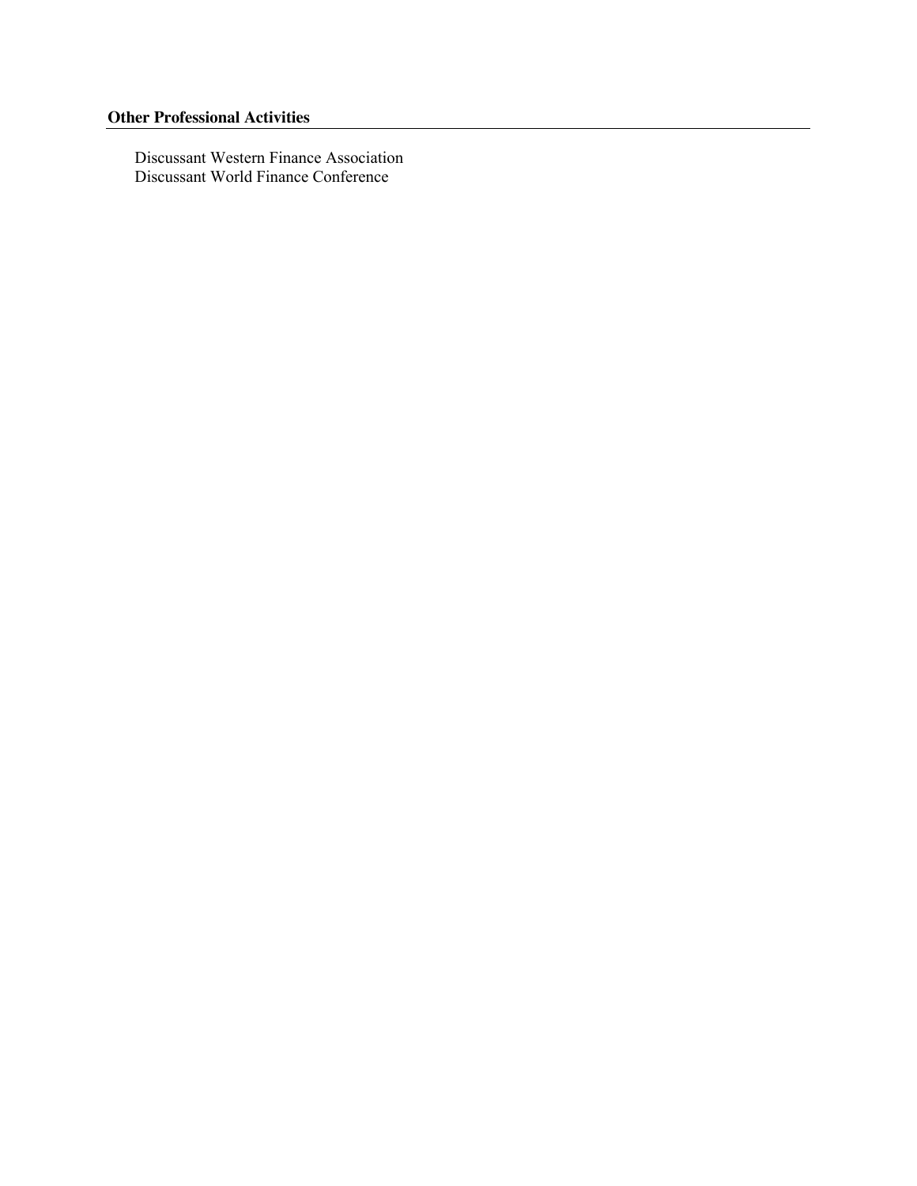## Other Professional Activities

Discussant Western Finance Association
Discussant World Finance Conference